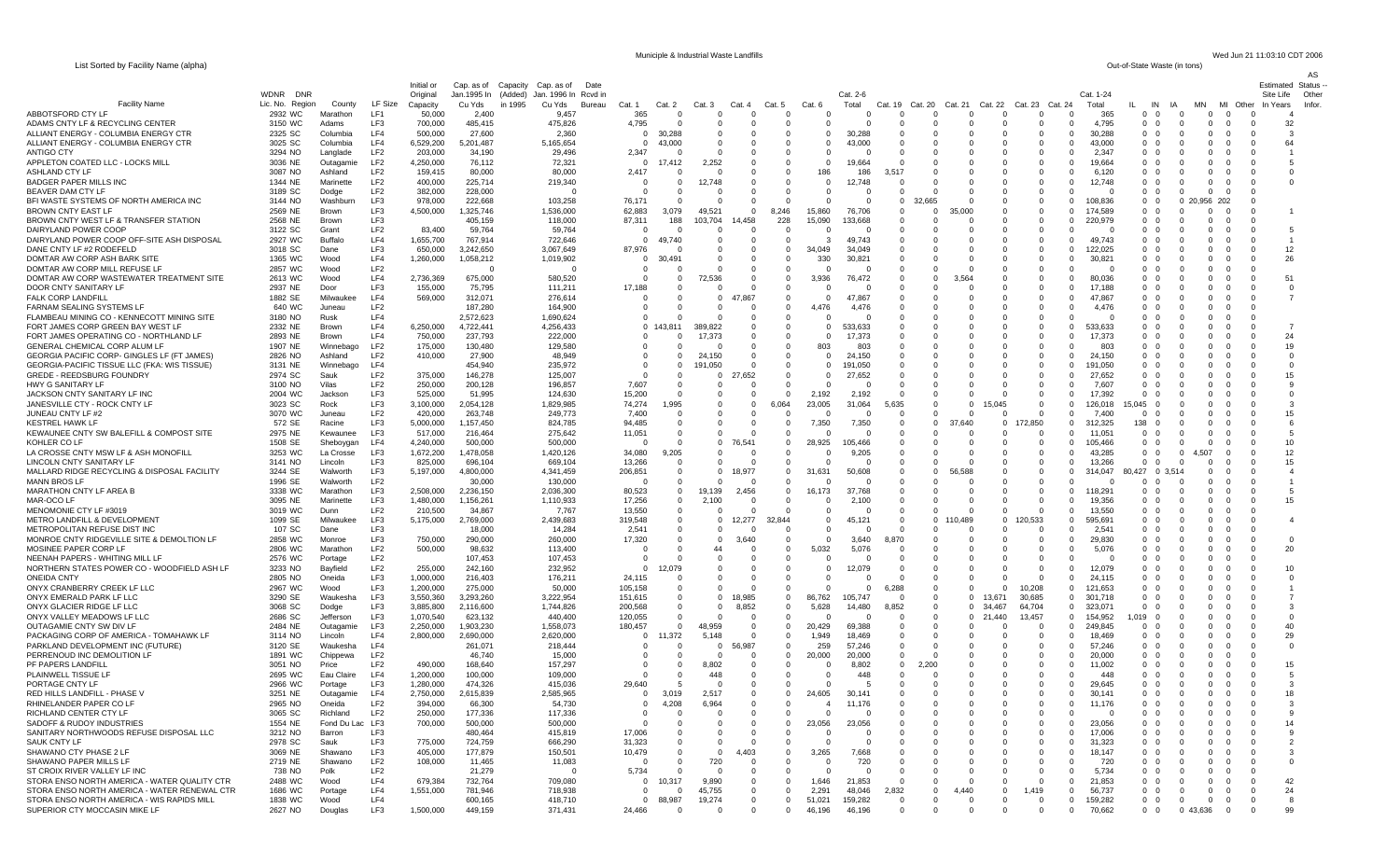# Municiple & Industrial Waste Landfills

List Sorted by Facility Name (alpha)

Out-of-State Waste (in tons)

| Facility Name | WDNR Lic. No. | DNR Region | County | LF Size | Initial or Original Capacity | Cap. as of Jan.1995 In Cu Yds | Capacity (Added) in 1995 | Cap. as of Jan. 1996 In Cu Yds | Date Rcvd in Bureau | Cat. 1 | Cat. 2 | Cat. 3 | Cat. 4 | Cat. 5 | Cat. 6 | Cat. 2-6 Total | Cat. 19 | Cat. 20 | Cat. 21 | Cat. 22 | Cat. 23 | Cat. 24 | Cat. 1-24 Total | IL | IN | IA | MN | MI | Other | Estimated Site Life In Years | AS Status -- Other Infor. |
|---|---|---|---|---|---|---|---|---|---|---|---|---|---|---|---|---|---|---|---|---|---|---|---|---|---|---|---|---|---|---|---|
| ABBOTSFORD CTY LF | 2932 | WC | Marathon | LF1 | 50,000 | 2,400 | | 9,457 | | 365 | 0 | 0 | 0 | 0 | 0 | 0 | 0 | 0 | 0 | 0 | 0 | 0 | 365 | 0 | 0 | 0 | 0 | 0 | 0 | 4 | |
| ADAMS CNTY LF & RECYCLING CENTER | 3150 | WC | Adams | LF3 | 700,000 | 485,415 | | 475,826 | | 4,795 | 0 | 0 | 0 | 0 | 0 | 0 | 0 | 0 | 0 | 0 | 0 | 0 | 4,795 | 0 | 0 | 0 | 0 | 0 | 0 | 32 | |
| ALLIANT ENERGY - COLUMBIA ENERGY CTR | 2325 | SC | Columbia | LF4 | 500,000 | 27,600 | | 2,360 | | 0 | 30,288 | 0 | 0 | 0 | 0 | 30,288 | 0 | 0 | 0 | 0 | 0 | 0 | 30,288 | 0 | 0 | 0 | 0 | 0 | 0 | 3 | |
| ALLIANT ENERGY - COLUMBIA ENERGY CTR | 3025 | SC | Columbia | LF4 | 6,529,200 | 5,201,487 | | 5,165,654 | | 0 | 43,000 | 0 | 0 | 0 | 0 | 43,000 | 0 | 0 | 0 | 0 | 0 | 0 | 43,000 | 0 | 0 | 0 | 0 | 0 | 0 | 64 | |
| ANTIGO CTY | 3294 | NO | Langlade | LF2 | 203,000 | 34,190 | | 29,496 | | 2,347 | 0 | 0 | 0 | 0 | 0 | 0 | 0 | 0 | 0 | 0 | 0 | 0 | 2,347 | 0 | 0 | 0 | 0 | 0 | 0 | 1 | |
| APPLETON COATED LLC - LOCKS MILL | 3036 | NE | Outagamie | LF2 | 4,250,000 | 76,112 | | 72,321 | | 0 | 17,412 | 2,252 | 0 | 0 | 0 | 19,664 | 0 | 0 | 0 | 0 | 0 | 0 | 19,664 | 0 | 0 | 0 | 0 | 0 | 0 | 5 | |
| ASHLAND CTY LF | 3087 | NO | Ashland | LF2 | 159,415 | 80,000 | | 80,000 | | 2,417 | 0 | 0 | 0 | 0 | 186 | 186 | 3,517 | 0 | 0 | 0 | 0 | 0 | 6,120 | 0 | 0 | 0 | 0 | 0 | 0 | 0 | |
| BADGER PAPER MILLS INC | 1344 | NE | Marinette | LF2 | 400,000 | 225,714 | | 219,340 | | 0 | 0 | 12,748 | 0 | 0 | 0 | 12,748 | 0 | 0 | 0 | 0 | 0 | 0 | 12,748 | 0 | 0 | 0 | 0 | 0 | 0 | 0 | |
| BEAVER DAM CTY LF | 3189 | SC | Dodge | LF2 | 382,000 | 228,000 | | 0 | | 0 | 0 | 0 | 0 | 0 | 0 | 0 | 0 | 0 | 0 | 0 | 0 | 0 | 0 | 0 | 0 | 0 | 0 | 0 | 0 | | |
| BFI WASTE SYSTEMS OF NORTH AMERICA INC | 3144 | NO | Washburn | LF3 | 978,000 | 222,668 | | 103,258 | | 76,171 | 0 | 0 | 0 | 0 | 0 | 0 | 0 | 32,665 | 0 | 0 | 0 | 0 | 108,836 | 0 | 0 | 0 | 20,956 | 202 | 0 | | |
| BROWN CNTY EAST LF | 2569 | NE | Brown | LF3 | 4,500,000 | 1,325,746 | | 1,536,000 | | 62,883 | 3,079 | 49,521 | 0 | 8,246 | 15,860 | 76,706 | 0 | 0 | 35,000 | 0 | 0 | 0 | 174,589 | 0 | 0 | 0 | 0 | 0 | 0 | 1 | |
| BROWN CNTY WEST LF & TRANSFER STATION | 2568 | NE | Brown | LF3 | | 405,159 | | 118,000 | | 87,311 | 188 | 103,704 | 14,458 | 228 | 15,090 | 133,668 | 0 | 0 | 0 | 0 | 0 | 0 | 220,979 | 0 | 0 | 0 | 0 | 0 | 0 | | |
| DAIRYLAND POWER COOP | 3122 | SC | Grant | LF2 | 83,400 | 59,764 | | 59,764 | | 0 | 0 | 0 | 0 | 0 | 0 | 0 | 0 | 0 | 0 | 0 | 0 | 0 | 0 | 0 | 0 | 0 | 0 | 0 | 0 | 5 | |
| DAIRYLAND POWER COOP OFF-SITE ASH DISPOSAL | 2927 | WC | Buffalo | LF4 | 1,655,700 | 767,914 | | 722,646 | | 0 | 49,740 | 0 | 0 | 0 | 3 | 49,743 | 0 | 0 | 0 | 0 | 0 | 0 | 49,743 | 0 | 0 | 0 | 0 | 0 | 0 | 1 | |
| DANE CNTY LF #2 RODEFELD | 3018 | SC | Dane | LF3 | 650,000 | 3,242,650 | | 3,067,649 | | 87,976 | 0 | 0 | 0 | 0 | 34,049 | 34,049 | 0 | 0 | 0 | 0 | 0 | 0 | 122,025 | 0 | 0 | 0 | 0 | 0 | 0 | 12 | |
| DOMTAR AW CORP ASH BARK SITE | 1365 | WC | Wood | LF4 | 1,260,000 | 1,058,212 | | 1,019,902 | | 0 | 30,491 | 0 | 0 | 0 | 330 | 30,821 | 0 | 0 | 0 | 0 | 0 | 0 | 30,821 | 0 | 0 | 0 | 0 | 0 | 0 | 26 | |
| DOMTAR AW CORP MILL REFUSE LF | 2857 | WC | Wood | LF2 | | 0 | | 0 | | 0 | 0 | 0 | 0 | 0 | 0 | 0 | 0 | 0 | 0 | 0 | 0 | 0 | 0 | 0 | 0 | 0 | 0 | 0 | 0 | | |
| DOMTAR AW CORP WASTEWATER TREATMENT SITE | 2613 | WC | Wood | LF4 | 2,736,369 | 675,000 | | 580,520 | | 0 | 0 | 72,536 | 0 | 0 | 3,936 | 76,472 | 0 | 0 | 3,564 | 0 | 0 | 0 | 80,036 | 0 | 0 | 0 | 0 | 0 | 0 | 51 | |
| DOOR CNTY SANITARY LF | 2937 | NE | Door | LF3 | 155,000 | 75,795 | | 111,211 | | 17,188 | 0 | 0 | 0 | 0 | 0 | 0 | 0 | 0 | 0 | 0 | 0 | 0 | 17,188 | 0 | 0 | 0 | 0 | 0 | 0 | 0 | |
| FALK CORP LANDFILL | 1882 | SE | Milwaukee | LF4 | 569,000 | 312,071 | | 276,614 | | 0 | 0 | 0 | 47,867 | 0 | 0 | 47,867 | 0 | 0 | 0 | 0 | 0 | 0 | 47,867 | 0 | 0 | 0 | 0 | 0 | 0 | 7 | |
| FARNAM SEALING SYSTEMS LF | 640 | WC | Juneau | LF2 | | 187,280 | | 164,900 | | 0 | 0 | 0 | 0 | 0 | 4,476 | 4,476 | 0 | 0 | 0 | 0 | 0 | 0 | 4,476 | 0 | 0 | 0 | 0 | 0 | 0 | | |
| FLAMBEAU MINING CO - KENNECOTT MINING SITE | 3180 | NO | Rusk | LF4 | | 2,572,623 | | 1,690,624 | | 0 | 0 | 0 | 0 | 0 | 0 | 0 | 0 | 0 | 0 | 0 | 0 | 0 | 0 | 0 | 0 | 0 | 0 | 0 | 0 | | |
| FORT JAMES CORP GREEN BAY WEST LF | 2332 | NE | Brown | LF4 | 6,250,000 | 4,722,441 | | 4,256,433 | | 0 | 143,811 | 389,822 | 0 | 0 | 0 | 533,633 | 0 | 0 | 0 | 0 | 0 | 0 | 533,633 | 0 | 0 | 0 | 0 | 0 | 0 | 7 | |
| FORT JAMES OPERATING CO - NORTHLAND LF | 2893 | NE | Brown | LF4 | 750,000 | 237,793 | | 222,000 | | 0 | 0 | 17,373 | 0 | 0 | 0 | 17,373 | 0 | 0 | 0 | 0 | 0 | 0 | 17,373 | 0 | 0 | 0 | 0 | 0 | 0 | 24 | |
| GENERAL CHEMICAL CORP ALUM LF | 1907 | NE | Winnebago | LF2 | 175,000 | 130,480 | | 129,580 | | 0 | 0 | 0 | 0 | 0 | 803 | 803 | 0 | 0 | 0 | 0 | 0 | 0 | 803 | 0 | 0 | 0 | 0 | 0 | 0 | 19 | |
| GEORGIA PACIFIC CORP- GINGLES LF (FT JAMES) | 2826 | NO | Ashland | LF2 | 410,000 | 27,900 | | 48,949 | | 0 | 0 | 24,150 | 0 | 0 | 0 | 24,150 | 0 | 0 | 0 | 0 | 0 | 0 | 24,150 | 0 | 0 | 0 | 0 | 0 | 0 | 0 | |
| GEORGIA-PACIFIC TISSUE LLC (FKA: WIS TISSUE) | 3131 | NE | Winnebago | LF2 | | 454,940 | | 235,972 | | 0 | 0 | 191,050 | 0 | 0 | 0 | 191,050 | 0 | 0 | 0 | 0 | 0 | 0 | 191,050 | 0 | 0 | 0 | 0 | 0 | 0 | 0 | |
| GREDE - REEDSBURG FOUNDRY | 2974 | SC | Sauk | LF2 | 375,000 | 146,278 | | 125,007 | | 0 | 0 | 0 | 27,652 | 0 | 0 | 27,652 | 0 | 0 | 0 | 0 | 0 | 0 | 27,652 | 0 | 0 | 0 | 0 | 0 | 0 | 15 | |
| HWY G SANITARY LF | 3100 | NO | Vilas | LF2 | 250,000 | 200,128 | | 196,857 | | 7,607 | 0 | 0 | 0 | 0 | 0 | 0 | 0 | 0 | 0 | 0 | 0 | 0 | 7,607 | 0 | 0 | 0 | 0 | 0 | 0 | 9 | |
| JACKSON CNTY SANITARY LF INC | 2004 | WC | Jackson | LF3 | 525,000 | 51,995 | | 124,630 | | 15,200 | 0 | 0 | 0 | 0 | 2,192 | 2,192 | 0 | 0 | 0 | 0 | 0 | 0 | 17,392 | 0 | 0 | 0 | 0 | 0 | 0 | 0 | |
| JANESVILLE CTY - ROCK CNTY LF | 3023 | SC | Rock | LF3 | 3,100,000 | 2,054,128 | | 1,829,985 | | 74,274 | 1,995 | 0 | 0 | 6,064 | 23,005 | 31,064 | 5,635 | 0 | 0 | 15,045 | 0 | 0 | 126,018 | 15,045 | 0 | 0 | 0 | 0 | 0 | 3 | |
| JUNEAU CNTY LF #2 | 3070 | WC | Juneau | LF2 | 420,000 | 263,748 | | 249,773 | | 7,400 | 0 | 0 | 0 | 0 | 0 | 0 | 0 | 0 | 0 | 0 | 0 | 0 | 7,400 | 0 | 0 | 0 | 0 | 0 | 0 | 15 | |
| KESTREL HAWK LF | 572 | SE | Racine | LF3 | 5,000,000 | 1,157,450 | | 824,785 | | 94,485 | 0 | 0 | 0 | 0 | 7,350 | 7,350 | 0 | 0 | 37,640 | 0 | 172,850 | 0 | 312,325 | 138 | 0 | 0 | 0 | 0 | 0 | 6 | |
| KEWAUNEE CNTY SW BALEFILL & COMPOST SITE | 2975 | NE | Kewaunee | LF3 | 517,000 | 216,464 | | 275,642 | | 11,051 | 0 | 0 | 0 | 0 | 0 | 0 | 0 | 0 | 0 | 0 | 0 | 0 | 11,051 | 0 | 0 | 0 | 0 | 0 | 0 | 5 | |
| KOHLER CO LF | 1508 | SE | Sheboygan | LF4 | 4,240,000 | 500,000 | | 500,000 | | 0 | 0 | 0 | 76,541 | 0 | 28,925 | 105,466 | 0 | 0 | 0 | 0 | 0 | 0 | 105,466 | 0 | 0 | 0 | 0 | 0 | 0 | 10 | |
| LA CROSSE CNTY MSW LF & ASH MONOFILL | 3253 | WC | La Crosse | LF3 | 1,672,200 | 1,478,058 | | 1,420,126 | | 34,080 | 9,205 | 0 | 0 | 0 | 0 | 9,205 | 0 | 0 | 0 | 0 | 0 | 0 | 43,285 | 0 | 0 | 0 | 4,507 | 0 | 0 | 12 | |
| LINCOLN CNTY SANITARY LF | 3141 | NO | Lincoln | LF3 | 825,000 | 696,104 | | 669,104 | | 13,266 | 0 | 0 | 0 | 0 | 0 | 0 | 0 | 0 | 0 | 0 | 0 | 0 | 13,266 | 0 | 0 | 0 | 0 | 0 | 0 | 15 | |
| MALLARD RIDGE RECYCLING & DISPOSAL FACILITY | 3244 | SE | Walworth | LF3 | 5,197,000 | 4,800,000 | | 4,341,459 | | 206,851 | 0 | 0 | 18,977 | 0 | 31,631 | 50,608 | 0 | 0 | 56,588 | 0 | 0 | 0 | 314,047 | 80,427 | 0 | 3,514 | 0 | 0 | 0 | 4 | |
| MANN BROS LF | 1996 | SE | Walworth | LF2 | | 30,000 | | 130,000 | | 0 | 0 | 0 | 0 | 0 | 0 | 0 | 0 | 0 | 0 | 0 | 0 | 0 | 0 | 0 | 0 | 0 | 0 | 0 | 0 | 1 | |
| MARATHON CNTY LF AREA B | 3338 | WC | Marathon | LF3 | 2,508,000 | 2,236,150 | | 2,036,300 | | 80,523 | 0 | 19,139 | 2,456 | 0 | 16,173 | 37,768 | 0 | 0 | 0 | 0 | 0 | 0 | 118,291 | 0 | 0 | 0 | 0 | 0 | 0 | 5 | |
| MAR-OCO LF | 3095 | NE | Marinette | LF3 | 1,480,000 | 1,156,261 | | 1,110,933 | | 17,256 | 0 | 2,100 | 0 | 0 | 0 | 2,100 | 0 | 0 | 0 | 0 | 0 | 0 | 19,356 | 0 | 0 | 0 | 0 | 0 | 0 | 15 | |
| MENOMONIE CTY LF #3019 | 3019 | WC | Dunn | LF2 | 210,500 | 34,867 | | 7,767 | | 13,550 | 0 | 0 | 0 | 0 | 0 | 0 | 0 | 0 | 0 | 0 | 0 | 0 | 13,550 | 0 | 0 | 0 | 0 | 0 | 0 | | |
| METRO LANDFILL & DEVELOPMENT | 1099 | SE | Milwaukee | LF4 | 5,175,000 | 2,769,000 | | 2,439,683 | | 319,548 | 0 | 0 | 12,277 | 32,844 | 0 | 45,121 | 0 | 0 | 110,489 | 0 | 120,533 | 0 | 595,691 | 0 | 0 | 0 | 0 | 0 | 0 | 4 | |
| METROPOLITAN REFUSE DIST INC | 107 | SC | Dane | LF3 | | 18,000 | | 14,284 | | 2,541 | 0 | 0 | 0 | 0 | 0 | 0 | 0 | 0 | 0 | 0 | 0 | 0 | 2,541 | 0 | 0 | 0 | 0 | 0 | 0 | | |
| MONROE CNTY RIDGEVILLE SITE & DEMOLTION LF | 2858 | WC | Monroe | LF3 | 750,000 | 290,000 | | 260,000 | | 17,320 | 0 | 0 | 3,640 | 0 | 0 | 3,640 | 8,870 | 0 | 0 | 0 | 0 | 0 | 29,830 | 0 | 0 | 0 | 0 | 0 | 0 | 0 | |
| MOSINEE PAPER CORP LF | 2806 | WC | Marathon | LF2 | 500,000 | 98,632 | | 113,400 | | 0 | 0 | 44 | 0 | 0 | 5,032 | 5,076 | 0 | 0 | 0 | 0 | 0 | 0 | 5,076 | 0 | 0 | 0 | 0 | 0 | 0 | 20 | |
| NEENAH PAPERS - WHITING MILL LF | 2576 | WC | Portage | LF2 | | 107,453 | | 107,453 | | 0 | 0 | 0 | 0 | 0 | 0 | 0 | 0 | 0 | 0 | 0 | 0 | 0 | 0 | 0 | 0 | 0 | 0 | 0 | 0 | | |
| NORTHERN STATES POWER CO - WOODFIELD ASH LF | 3233 | NO | Bayfield | LF2 | 255,000 | 242,160 | | 232,952 | | 0 | 12,079 | 0 | 0 | 0 | 0 | 12,079 | 0 | 0 | 0 | 0 | 0 | 0 | 12,079 | 0 | 0 | 0 | 0 | 0 | 0 | 10 | |
| ONEIDA CNTY | 2805 | NO | Oneida | LF3 | 1,000,000 | 216,403 | | 176,211 | | 24,115 | 0 | 0 | 0 | 0 | 0 | 0 | 0 | 0 | 0 | 0 | 0 | 0 | 24,115 | 0 | 0 | 0 | 0 | 0 | 0 | 0 | |
| ONYX CRANBERRY CREEK LF LLC | 2967 | WC | Wood | LF3 | 1,200,000 | 275,000 | | 50,000 | | 105,158 | 0 | 0 | 0 | 0 | 0 | 0 | 6,288 | 0 | 0 | 0 | 10,208 | 0 | 121,653 | 0 | 0 | 0 | 0 | 0 | 0 | 1 | |
| ONYX EMERALD PARK LF LLC | 3290 | SE | Waukesha | LF3 | 3,550,380 | 3,293,260 | | 3,222,954 | | 151,615 | 0 | 0 | 18,985 | 0 | 86,762 | 105,747 | 0 | 0 | 0 | 13,671 | 30,685 | 0 | 301,718 | 0 | 0 | 0 | 0 | 0 | 0 | 7 | |
| ONYX GLACIER RIDGE LF LLC | 3068 | SC | Dodge | LF3 | 3,885,800 | 2,116,600 | | 1,744,826 | | 200,568 | 0 | 0 | 8,852 | 0 | 5,628 | 14,480 | 8,852 | 0 | 0 | 34,467 | 64,704 | 0 | 323,071 | 0 | 0 | 0 | 0 | 0 | 0 | 3 | |
| ONYX VALLEY MEADOWS LF LLC | 2686 | SC | Jefferson | LF3 | 1,070,540 | 623,132 | | 440,400 | | 120,055 | 0 | 0 | 0 | 0 | 0 | 0 | 0 | 0 | 0 | 21,440 | 13,457 | 0 | 154,952 | 1,019 | 0 | 0 | 0 | 0 | 0 | 0 | |
| OUTAGAMIE CNTY SW DIV LF | 2484 | NE | Outagamie | LF3 | 2,250,000 | 1,903,230 | | 1,558,073 | | 180,457 | 0 | 48,959 | 0 | 0 | 20,429 | 69,388 | 0 | 0 | 0 | 0 | 0 | 0 | 249,845 | 0 | 0 | 0 | 0 | 0 | 0 | 40 | |
| PACKAGING CORP OF AMERICA - TOMAHAWK LF | 3114 | NO | Lincoln | LF4 | 2,800,000 | 2,690,000 | | 2,620,000 | | 0 | 11,372 | 5,148 | 0 | 0 | 1,949 | 18,469 | 0 | 0 | 0 | 0 | 0 | 0 | 18,469 | 0 | 0 | 0 | 0 | 0 | 0 | 29 | |
| PARKLAND DEVELOPMENT INC (FUTURE) | 3120 | SE | Waukesha | LF4 | | 261,071 | | 218,444 | | 0 | 0 | 0 | 56,987 | 0 | 259 | 57,246 | 0 | 0 | 0 | 0 | 0 | 0 | 57,246 | 0 | 0 | 0 | 0 | 0 | 0 | 0 | |
| PERRENOUD INC DEMOLITION LF | 1891 | WC | Chippewa | LF2 | | 46,740 | | 15,000 | | 0 | 0 | 0 | 0 | 0 | 20,000 | 20,000 | 0 | 0 | 0 | 0 | 0 | 0 | 20,000 | 0 | 0 | 0 | 0 | 0 | 0 | | |
| PF PAPERS LANDFILL | 3051 | NO | Price | LF2 | 490,000 | 168,640 | | 157,297 | | 0 | 0 | 8,802 | 0 | 0 | 0 | 8,802 | 0 | 2,200 | 0 | 0 | 0 | 0 | 11,002 | 0 | 0 | 0 | 0 | 0 | 0 | 15 | |
| PLAINWELL TISSUE LF | 2695 | WC | Eau Claire | LF4 | 1,200,000 | 100,000 | | 109,000 | | 0 | 0 | 448 | 0 | 0 | 0 | 448 | 0 | 0 | 0 | 0 | 0 | 0 | 448 | 0 | 0 | 0 | 0 | 0 | 0 | 5 | |
| PORTAGE CNTY LF | 2966 | WC | Portage | LF3 | 1,280,000 | 474,326 | | 415,036 | | 29,640 | 5 | 0 | 0 | 0 | 0 | 5 | 0 | 0 | 0 | 0 | 0 | 0 | 29,645 | 0 | 0 | 0 | 0 | 0 | 0 | 3 | |
| RED HILLS LANDFILL - PHASE V | 3251 | NE | Outagamie | LF4 | 2,750,000 | 2,615,839 | | 2,585,965 | | 0 | 3,019 | 2,517 | 0 | 0 | 24,605 | 30,141 | 0 | 0 | 0 | 0 | 0 | 0 | 30,141 | 0 | 0 | 0 | 0 | 0 | 0 | 18 | |
| RHINELANDER PAPER CO LF | 2965 | NO | Oneida | LF2 | 394,000 | 66,300 | | 54,730 | | 0 | 4,208 | 6,964 | 0 | 0 | 4 | 11,176 | 0 | 0 | 0 | 0 | 0 | 0 | 11,176 | 0 | 0 | 0 | 0 | 0 | 0 | 3 | |
| RICHLAND CENTER CTY LF | 3065 | SC | Richland | LF2 | 250,000 | 177,336 | | 117,336 | | 0 | 0 | 0 | 0 | 0 | 0 | 0 | 0 | 0 | 0 | 0 | 0 | 0 | 0 | 0 | 0 | 0 | 0 | 0 | 0 | 9 | |
| SADOFF & RUDOY INDUSTRIES | 1554 | NE | Fond Du Lac | LF3 | 700,000 | 500,000 | | 500,000 | | 0 | 0 | 0 | 0 | 0 | 23,056 | 23,056 | 0 | 0 | 0 | 0 | 0 | 0 | 23,056 | 0 | 0 | 0 | 0 | 0 | 0 | 14 | |
| SANITARY NORTHWOODS REFUSE DISPOSAL LLC | 3212 | NO | Barron | LF3 | | 480,464 | | 415,819 | | 17,006 | 0 | 0 | 0 | 0 | 0 | 0 | 0 | 0 | 0 | 0 | 0 | 0 | 17,006 | 0 | 0 | 0 | 0 | 0 | 0 | 9 | |
| SAUK CNTY LF | 2978 | SC | Sauk | LF3 | 775,000 | 724,759 | | 666,290 | | 31,323 | 0 | 0 | 0 | 0 | 0 | 0 | 0 | 0 | 0 | 0 | 0 | 0 | 31,323 | 0 | 0 | 0 | 0 | 0 | 0 | 2 | |
| SHAWANO CTY PHASE 2 LF | 3069 | NE | Shawano | LF3 | 405,000 | 177,879 | | 150,501 | | 10,479 | 0 | 0 | 4,403 | 0 | 3,265 | 7,668 | 0 | 0 | 0 | 0 | 0 | 0 | 18,147 | 0 | 0 | 0 | 0 | 0 | 0 | 3 | |
| SHAWANO PAPER MILLS LF | 2719 | NE | Shawano | LF2 | 108,000 | 11,465 | | 11,083 | | 0 | 0 | 720 | 0 | 0 | 0 | 720 | 0 | 0 | 0 | 0 | 0 | 0 | 720 | 0 | 0 | 0 | 0 | 0 | 0 | 0 | |
| ST CROIX RIVER VALLEY LF INC | 738 | NO | Polk | LF2 | | 21,279 | | 0 | | 5,734 | 0 | 0 | 0 | 0 | 0 | 0 | 0 | 0 | 0 | 0 | 0 | 0 | 5,734 | 0 | 0 | 0 | 0 | 0 | 0 | | |
| STORA ENSO NORTH AMERICA - WATER QUALITY CTR | 2488 | WC | Wood | LF4 | 679,384 | 732,764 | | 709,080 | | 0 | 10,317 | 9,890 | 0 | 0 | 1,646 | 21,853 | 0 | 0 | 0 | 0 | 0 | 0 | 21,853 | 0 | 0 | 0 | 0 | 0 | 0 | 42 | |
| STORA ENSO NORTH AMERICA - WATER RENEWAL CTR | 1686 | WC | Portage | LF4 | 1,551,000 | 781,946 | | 718,938 | | 0 | 0 | 45,755 | 0 | 0 | 2,291 | 48,046 | 2,832 | 0 | 4,440 | 0 | 1,419 | 0 | 56,737 | 0 | 0 | 0 | 0 | 0 | 0 | 24 | |
| STORA ENSO NORTH AMERICA - WIS RAPIDS MILL | 1838 | WC | Wood | LF4 | | 600,165 | | 418,710 | | 0 | 88,987 | 19,274 | 0 | 0 | 51,021 | 159,282 | 0 | 0 | 0 | 0 | 0 | 0 | 159,282 | 0 | 0 | 0 | 0 | 0 | 0 | 8 | |
| SUPERIOR CTY MOCCASIN MIKE LF | 2627 | NO | Douglas | LF3 | 1,500,000 | 449,159 | | 371,431 | | 24,466 | 0 | 0 | 0 | 0 | 46,196 | 46,196 | 0 | 0 | 0 | 0 | 0 | 0 | 70,662 | 0 | 0 | 0 | 43,636 | 0 | 0 | 99 | |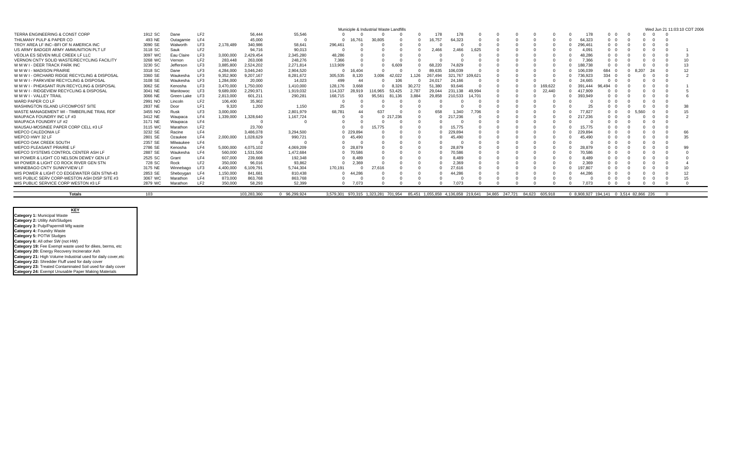## Municiple & Industrial Waste Landfills

| | | | | | | | | | | | | | | | | | | | | | | | | | | | | | |
|---|---|---|---|---|---|---|---|---|---|---|---|---|---|---|---|---|---|---|---|---|---|---|---|---|---|---|---|---|---|
| TERRA ENGINEERING & CONST CORP | 1912 | SC | Dane | LF2 | | 56,444 | | 55,546 | 0 | 0 | 0 | 0 | 0 | 178 | 178 | 0 | 0 | 0 | 0 | 0 | 0 | 178 | 0 | 0 | 0 | 0 | 0 | 0 | |
| THILMANY PULP & PAPER CO | 493 | NE | Outagamie | LF4 | | 45,000 | | 0 | 0 | 16,761 | 30,805 | 0 | 0 | 16,757 | 64,323 | 0 | 0 | 0 | 0 | 0 | 0 | 64,323 | 0 | 0 | 0 | 0 | 0 | 0 | |
| TROY AREA LF INC--BFI OF N AMERICA INC | 3090 | SE | Walworth | LF3 | 2,178,489 | 340,986 | | 58,641 | 296,461 | 0 | 0 | 0 | 0 | 0 | 0 | 0 | 0 | 0 | 0 | 0 | 0 | 296,461 | 0 | 0 | 0 | 0 | 0 | 0 | |
| US ARMY BADGER ARMY AMMUNITION PLT LF | 3118 | SC | Sauk | LF2 | | 94,716 | | 90,013 | 0 | 0 | 0 | 0 | 0 | 2,466 | 2,466 | 1,625 | 0 | 0 | 0 | 0 | 0 | 4,091 | 0 | 0 | 0 | 0 | 0 | 0 | 1 |
| VEOLIA ES SEVEN MILE CREEK LF LLC | 3097 | WC | Eau Claire | LF3 | 3,000,000 | 2,429,454 | | 2,345,280 | 48,286 | 0 | 0 | 0 | 0 | 0 | 0 | 0 | 0 | 0 | 0 | 0 | 0 | 48,286 | 0 | 0 | 0 | 0 | 0 | 0 | 3 |
| VERNON CNTY SOLID WASTE/RECYCLING FACILITY | 3268 | WC | Vernon | LF2 | 283,448 | 263,008 | | 248,276 | 7,366 | 0 | 0 | 0 | 0 | 0 | 0 | 0 | 0 | 0 | 0 | 0 | 0 | 7,366 | 0 | 0 | 0 | 0 | 0 | 0 | 10 |
| W M W I - DEER TRACK PARK INC | 3230 | SC | Jefferson | LF3 | 3,885,800 | 2,524,202 | | 2,271,814 | 113,909 | 0 | 0 | 6,609 | 0 | 68,220 | 74,829 | 0 | 0 | 0 | 0 | 0 | 0 | 188,738 | 0 | 0 | 0 | 0 | 0 | 0 | 13 |
| W M W I - MADISON PRAIRIE | 3318 | SC | Dane | LF3 | 4,284,000 | 3,046,240 | | 2,904,520 | 0 | 16,404 | 0 | 0 | 0 | 89,635 | 106,039 | 0 | 0 | 0 | 0 | 0 | 0 | 106,039 | 684 | 0 | 0 | 8,207 | 24 | 0 | 12 |
| W M W I - ORCHARD RIDGE RECYCLING & DISPOSAL | 3360 | SE | Waukesha | LF3 | 9,352,900 | 9,207,167 | | 8,281,672 | 305,535 | 8,120 | 3,006 | 42,022 | 1,126 | 267,494 | 321,767 | 109,621 | 0 | 0 | 0 | 0 | 0 | 736,923 | 334 | 0 | 0 | 0 | 0 | 0 | 2 |
| W M W I - PARKVIEW RECYCLING & DISPOSAL | 3108 | SE | Waukesha | LF3 | 1,284,000 | 20,000 | | 14,023 | 499 | 44 | 0 | 106 | 0 | 24,017 | 24,166 | 0 | 0 | 0 | 0 | 0 | 0 | 24,665 | 0 | 0 | 0 | 0 | 0 | 0 | |
| W M W I - PHEASANT RUN RECYCLING & DISPOSAL | 3062 | SE | Kenosha | LF3 | 3,470,000 | 1,750,000 | | 1,410,000 | 128,176 | 3,668 | 0 | 8,326 | 30,272 | 51,380 | 93,646 | 0 | 0 | 0 | 0 | 169,622 | 0 | 391,444 | 96,494 | 0 | 0 | 0 | 0 | 0 | 1 |
| W M W I - RIDGEVIEW RECYCLING & DISPOSAL | 3041 | NE | Manitowoc | LF3 | 9,689,000 | 2,290,971 | | 1,919,032 | 114,337 | 28,919 | 116,965 | 53,425 | 2,787 | 29,044 | 231,138 | 49,994 | 0 | 0 | 0 | 22,440 | 0 | 417,909 | 0 | 0 | 0 | 0 | 0 | 0 | 5 |
| W M W I - VALLEY TRAIL | 3066 | NE | Green Lake | LF3 | 2,813,000 | 601,211 | | 290,281 | 168,715 | 93 | 95,561 | 81,136 | 3,884 | 29,858 | 210,533 | 14,701 | 0 | 0 | 0 | 0 | 0 | 393,949 | 0 | 0 | 0 | 0 | 0 | 0 | 6 |
| WARD PAPER CO LF | 2991 | NO | Lincoln | LF2 | 106,400 | 35,902 | | | 0 | 0 | 0 | 0 | 0 | 0 | 0 | 0 | 0 | 0 | 0 | 0 | 0 | 0 | 0 | 0 | 0 | 0 | 0 | 0 | |
| WASHINGTON ISLAND LF/COMPOST SITE | 2837 | NE | Door | LF1 | 9,320 | 1,200 | | 1,150 | 25 | 0 | 0 | 0 | 0 | 0 | 0 | 0 | 0 | 0 | 0 | 0 | 0 | 25 | 0 | 0 | 0 | 0 | 0 | 0 | 38 |
| WASTE MANAGEMENT WI - TIMBERLINE TRAIL RDF | 3455 | NO | Rusk | LF3 | 3,000,000 | | | 2,801,979 | 68,781 | 44 | 637 | 0 | 0 | 658 | 1,340 | 7,706 | 0 | 0 | 0 | 0 | 0 | 77,827 | 0 | 0 | 0 | 5,560 | 0 | 0 | 15 |
| WAUPACA FOUNDRY INC LF #3 | 3412 | NE | Waupaca | LF4 | 1,339,000 | 1,328,640 | | 1,167,724 | 0 | 0 | 0 | 217,236 | 0 | 0 | 217,236 | 0 | 0 | 0 | 0 | 0 | 0 | 217,236 | 0 | 0 | 0 | 0 | 0 | 0 | 2 |
| WAUPACA FOUNDRY LF #2 | 3171 | NE | Waupaca | LF4 | | 0 | | 0 | 0 | 0 | 0 | 0 | 0 | 0 | 0 | 0 | 0 | 0 | 0 | 0 | 0 | 0 | 0 | 0 | 0 | 0 | 0 | 0 | |
| WAUSAU-MOSINEE PAPER CORP CELL #3 LF | 3115 | WC | Marathon | LF2 | | 23,700 | | | 0 | 0 | 15,775 | 0 | 0 | 0 | 15,775 | 0 | 0 | 0 | 0 | 0 | 0 | 15,775 | 0 | 0 | 0 | 0 | 0 | 0 | |
| WEPCO CALEDONIA LF | 3232 | SE | Racine | LF4 | | 3,486,078 | | 3,294,500 | 0 | 229,894 | 0 | 0 | 0 | 0 | 229,894 | 0 | 0 | 0 | 0 | 0 | 0 | 229,894 | 0 | 0 | 0 | 0 | 0 | 0 | 66 |
| WEPCO HWY 32 LF | 2801 | SE | Ozaukee | LF4 | 2,000,000 | 1,028,629 | | 990,721 | 0 | 45,490 | 0 | 0 | 0 | 0 | 45,490 | 0 | 0 | 0 | 0 | 0 | 0 | 45,490 | 0 | 0 | 0 | 0 | 0 | 0 | 35 |
| WEPCO OAK CREEK SOUTH | 2357 | SE | Milwaukee | LF4 | | 0 | | 0 | 0 | 0 | 0 | 0 | 0 | 0 | 0 | 0 | 0 | 0 | 0 | 0 | 0 | 0 | 0 | 0 | 0 | 0 | 0 | 0 | |
| WEPCO PLEASANT PRAIRIE LF | 2786 | SE | Kenosha | LF4 | 5,000,000 | 4,075,102 | | 4,069,209 | 0 | 28,879 | 0 | 0 | 0 | 0 | 28,879 | 0 | 0 | 0 | 0 | 0 | 0 | 28,879 | 0 | 0 | 0 | 0 | 0 | 0 | 99 |
| WEPCO SYSTEMS CONTROL CENTER ASH LF | 2887 | SE | Waukesha | LF4 | 560,000 | 1,531,506 | | 1,472,684 | 0 | 70,586 | 0 | 0 | 0 | 0 | 70,586 | 0 | 0 | 0 | 0 | 0 | 0 | 70,586 | 0 | 0 | 0 | 0 | 0 | 0 | 0 |
| WI POWER & LIGHT CO NELSON DEWEY GEN LF | 2525 | SC | Grant | LF4 | 607,000 | 239,668 | | 192,348 | 0 | 8,489 | 0 | 0 | 0 | 0 | 8,489 | 0 | 0 | 0 | 0 | 0 | 0 | 8,489 | 0 | 0 | 0 | 0 | 0 | 0 | 0 |
| WI POWER & LIGHT CO ROCK RIVER GEN STN | 728 | SC | Rock | LF2 | 350,000 | 96,016 | | 93,862 | 0 | 2,369 | 0 | 0 | 0 | 0 | 2,369 | 0 | 0 | 0 | 0 | 0 | 0 | 2,369 | 0 | 0 | 0 | 0 | 0 | 0 | 4 |
| WINNEBAGO CNTY SUNNYVIEW LF | 3175 | NE | Winnebago | LF3 | 4,400,000 | 6,109,791 | | 5,744,304 | 170,191 | 0 | 27,616 | 0 | 0 | 0 | 27,616 | 0 | 0 | 0 | 0 | 0 | 0 | 197,807 | 0 | 0 | 0 | 0 | 0 | 0 | 10 |
| WIS POWER & LIGHT CO EDGEWATER GEN STN/I-43 | 2853 | SE | Sheboygan | LF4 | 1,150,000 | 841,681 | | 810,438 | 0 | 44,286 | 0 | 0 | 0 | 0 | 44,286 | 0 | 0 | 0 | 0 | 0 | 0 | 44,286 | 0 | 0 | 0 | 0 | 0 | 0 | 12 |
| WIS PUBLIC SERV CORP-WESTON ASH DISP SITE #3 | 3067 | WC | Marathon | LF4 | 873,000 | 863,768 | | 863,768 | 0 | 0 | 0 | 0 | 0 | 0 | 0 | 0 | 0 | 0 | 0 | 0 | 0 | 0 | 0 | 0 | 0 | 0 | 0 | 0 | 15 |
| WIS PUBLIC SERVICE CORP WESTON #3 LF | 2879 | WC | Marathon | LF2 | 350,000 | 58,293 | | 52,399 | 0 | 7,073 | 0 | 0 | 0 | 0 | 7,073 | 0 | 0 | 0 | 0 | 0 | 0 | 7,073 | 0 | 0 | 0 | 0 | 0 | 0 | 0 |
| **Totals** | 103 | | | | | 103,283,360 | 0 | 96,299,924 | 3,579,301 | 970,315 | 1,323,281 | 701,954 | 85,451 | 1,055,858 | 4,136,858 | 219,641 | 34,865 | 247,721 | 84,623 | 605,918 | 0 | 8,908,927 | 194,141 | 0 | 3,514 | 82,866 | 226 | 0 | |

**KEY**

**Category 1:** Municipal Waste
**Category 2:** Utility Ash/Sludges
**Category 3:** Pulp/Papermill Mfg waste
**Category 4:** Foundry Waste
**Category 5:** POTW Sludges
**Category 6:** All other SW (not HW)
**Category 19:** Fee Exempt waste used for dikes, berms, etc
**Category 20:** Energy Recovery Incinerator Ash
**Category 21:** High Volume Industrial used for daily cover,etc
**Category 22:** Shredder Fluff used for daily cover
**Category 23:** Treated Contaminated Soil used for daily cover
**Category 24:** Exempt Unusable Paper Making Materials